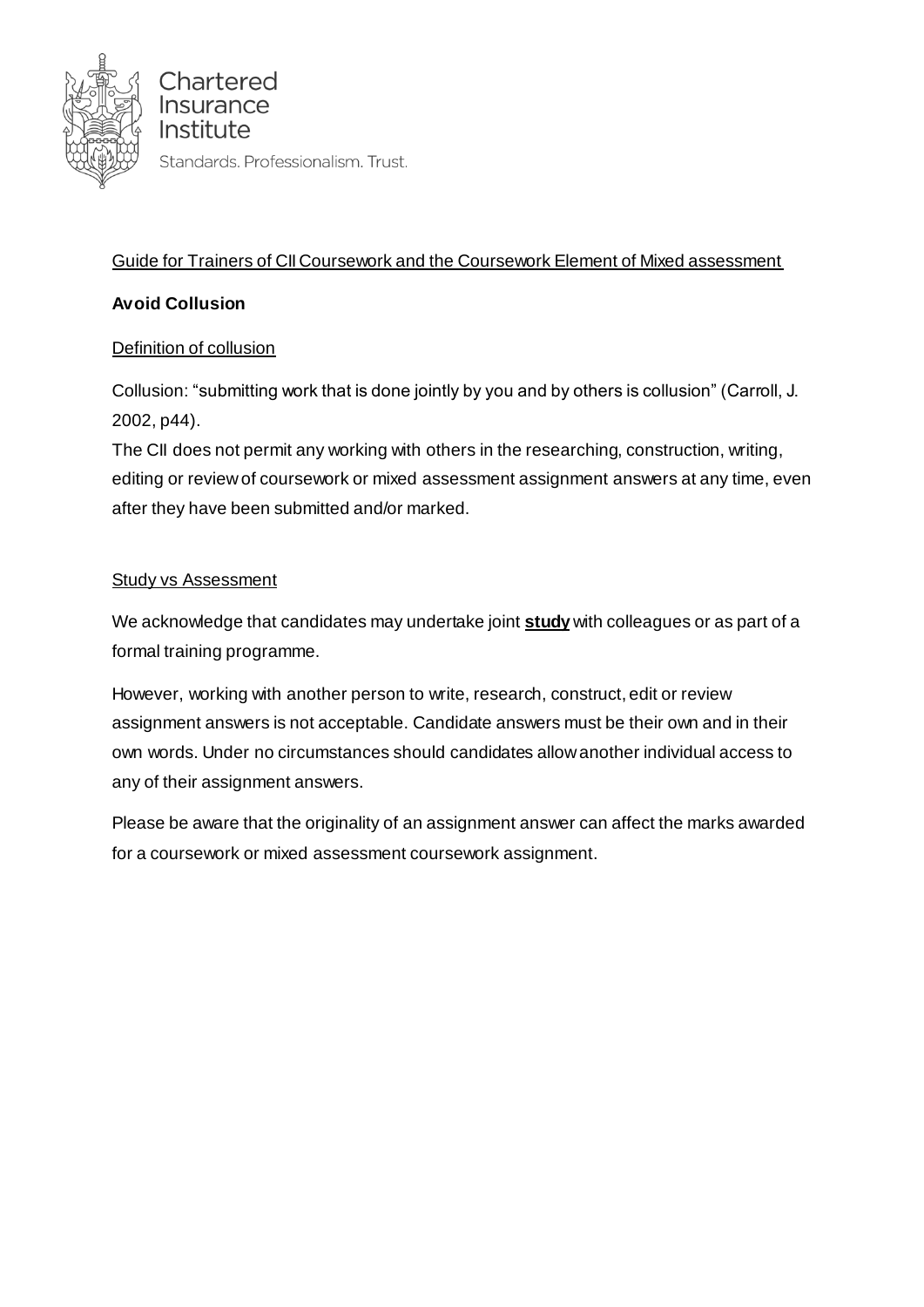Chartered Insurance Institute

Standards. Professionalism. Trust.

Guide for Trainers of CII Coursework and the Coursework Element of Mixed assessment

**Avoid Collusion**

Definition of collusion

Collusion: "submitting work that is done jointly by you and by others is collusion" (Carroll, J. 2002, p44).

The CII does not permit any working with others in the researching, construction, writing, editing or review of coursework or mixed assessment assignment answers at any time, even after they have been submitted and/or marked.

Study vs Assessment

We acknowledge that candidates may undertake joint **study** with colleagues or as part of a formal training programme.

However, working with another person to write, research, construct, edit or review assignment answers is not acceptable. Candidate answers must be their own and in their own words. Under no circumstances should candidates allow another individual access to any of their assignment answers.

Please be aware that the originality of an assignment answer can affect the marks awarded for a coursework or mixed assessment coursework assignment.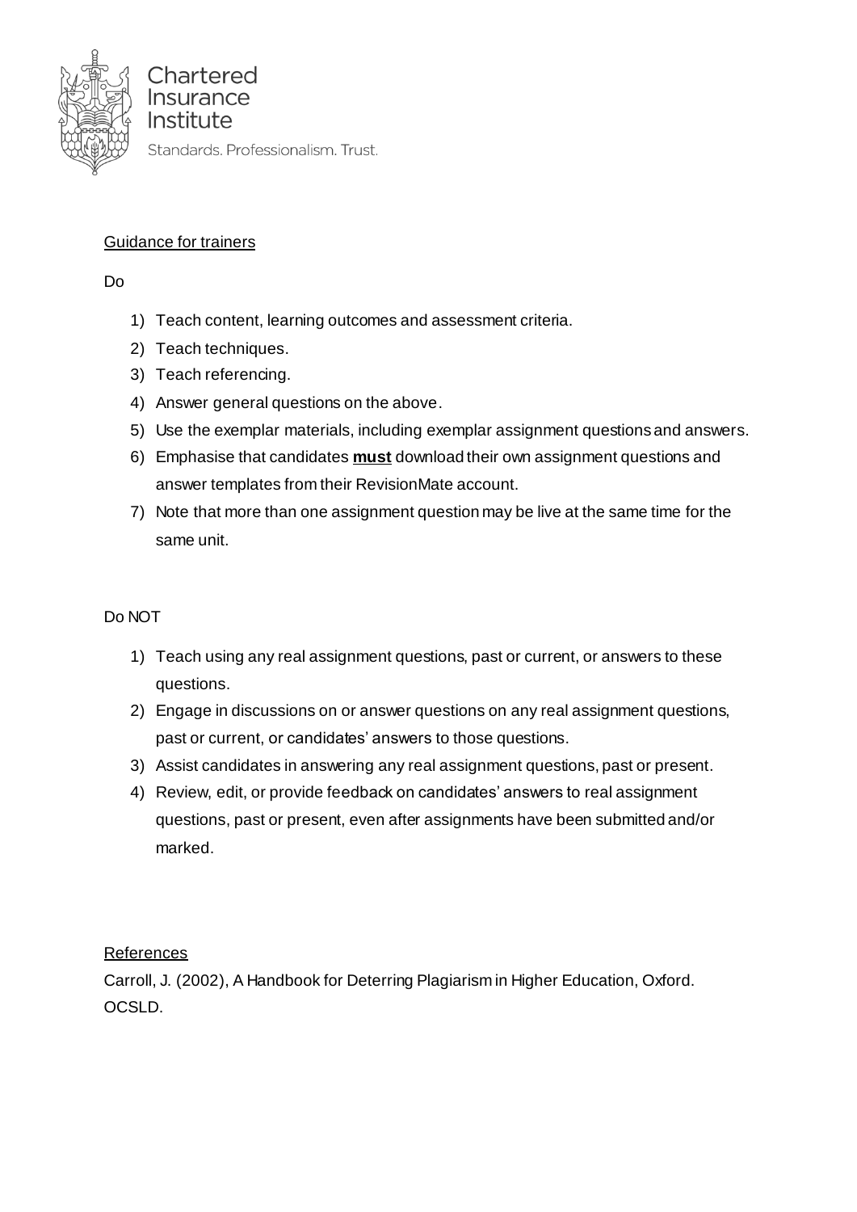Chartered Insurance Institute

Standards. Professionalism. Trust.

<u>Guidance for trainers</u>

Do

1) Teach content, learning outcomes and assessment criteria.
2) Teach techniques.
3) Teach referencing.
4) Answer general questions on the above.
5) Use the exemplar materials, including exemplar assignment questions and answers.
6) Emphasise that candidates **<u>must</u>** download their own assignment questions and answer templates from their RevisionMate account.
7) Note that more than one assignment question may be live at the same time for the same unit.

Do NOT

1) Teach using any real assignment questions, past or current, or answers to these questions.
2) Engage in discussions on or answer questions on any real assignment questions, past or current, or candidates' answers to those questions.
3) Assist candidates in answering any real assignment questions, past or present.
4) Review, edit, or provide feedback on candidates' answers to real assignment questions, past or present, even after assignments have been submitted and/or marked.

<u>References</u>

Carroll, J. (2002), A Handbook for Deterring Plagiarism in Higher Education, Oxford. OCSLD.